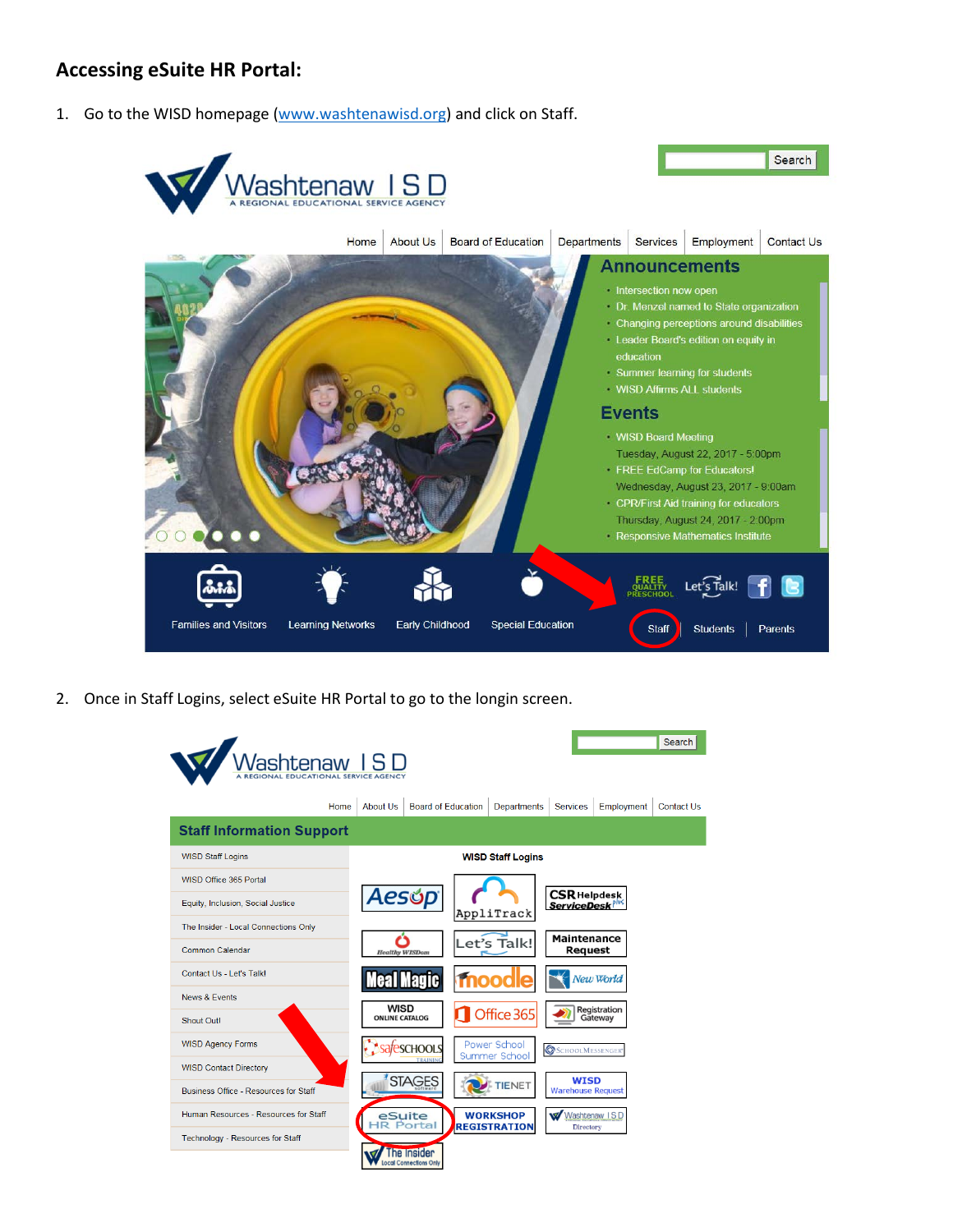## Accessing eSuite HR Portal:

1. Go to the WISD homepage (www.washtenawisd.org) and click on Staff.

2. Once in Staff Logins, select eSuite HR Portal to go to the longin screen.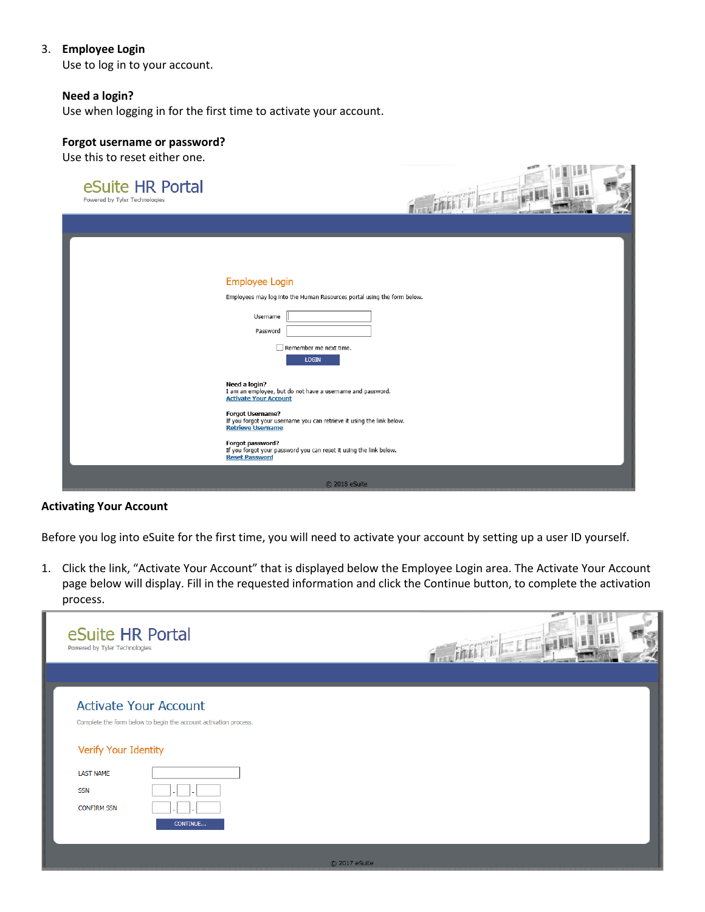3. **Employee Login**
   Use to log in to your account.

   **Need a login?**
   Use when logging in for the first time to activate your account.

   **Forgot username or password?**
   Use this to reset either one.

eSuite HR Portal
Powered by Tyler Technologies

Employee Login

Employees may log into the Human Resources portal using the form below.

Username

Password

Remember me next time.

LOGIN

**Need a login?**
I am an employee, but do not have a username and password.
Activate Your Account

**Forgot Username?**
If you forgot your username you can retrieve it using the link below.
Retrieve Username

**Forgot password?**
If you forgot your password you can reset it using the link below.
Reset Password

© 2018 eSuite

**Activating Your Account**

Before you log into eSuite for the first time, you will need to activate your account by setting up a user ID yourself.

1. Click the link, "Activate Your Account" that is displayed below the Employee Login area. The Activate Your Account page below will display. Fill in the requested information and click the Continue button, to complete the activation process.

eSuite HR Portal
Powered by Tyler Technologies

Activate Your Account

Complete the form below to begin the account activation process.

Verify Your Identity

LAST NAME

SSN

CONFIRM SSN

CONTINUE...

© 2017 eSuite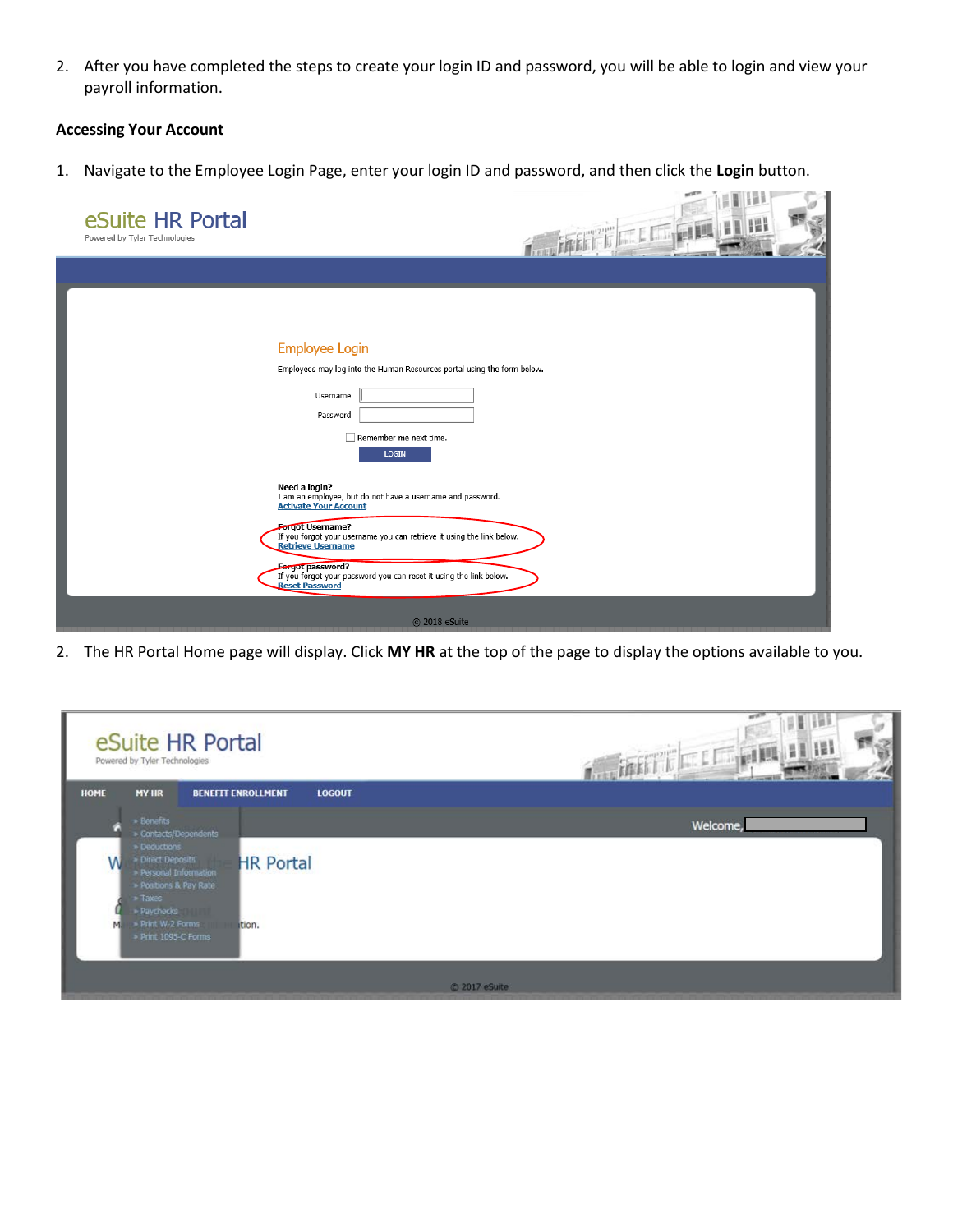2. After you have completed the steps to create your login ID and password, you will be able to login and view your payroll information.

**Accessing Your Account**

1. Navigate to the Employee Login Page, enter your login ID and password, and then click the **Login** button.

eSuite HR Portal
Powered by Tyler Technologies

Employee Login

Employees may log into the Human Resources portal using the form below.

Username

Password

Remember me next time.

LOGIN

**Need a login?**
I am an employee, but do not have a username and password.
Activate Your Account

**Forgot Username?**
If you forgot your username you can retrieve it using the link below.
Retrieve Username

**Forgot password?**
If you forgot your password you can reset it using the link below.
Reset Password

© 2018 eSuite

2. The HR Portal Home page will display. Click **MY HR** at the top of the page to display the options available to you.

eSuite HR Portal
Powered by Tyler Technologies

HOME | MY HR | BENEFIT ENROLLMENT | LOGOUT

- Benefits
- Contacts/Dependents
- Deductions
- Direct Deposits
- Personal Information
- Positions & Pay Rate
- Taxes
- Paychecks
- Print W-2 Forms
- Print 1095-C Forms

Welcome,

HR Portal

© 2017 eSuite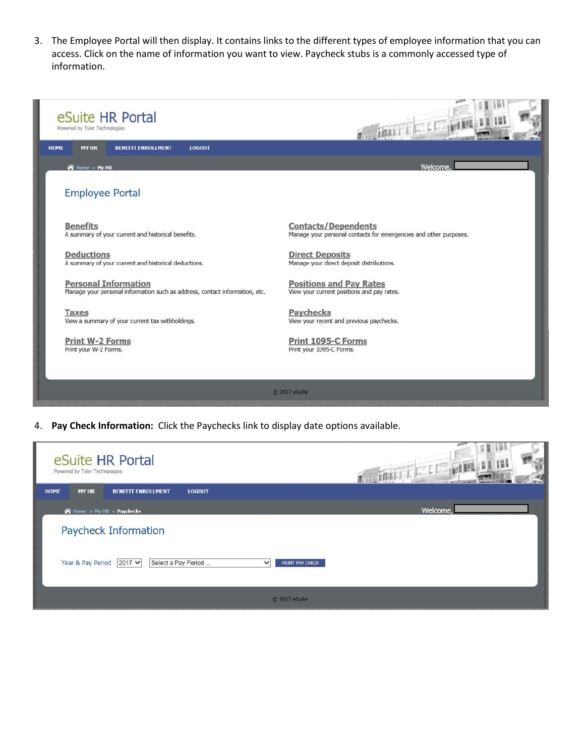3. The Employee Portal will then display. It contains links to the different types of employee information that you can access. Click on the name of information you want to view. Paycheck stubs is a commonly accessed type of information.

eSuite HR Portal
Powered by Tyler Technologies

HOME | MY HR | BENEFIT ENROLLMENT | LOGOUT

Home » My HR

Welcome,

Employee Portal

**Benefits**
A summary of your current and historical benefits.

**Contacts/Dependents**
Manage your personal contacts for emergencies and other purposes.

**Deductions**
A summary of your current and historical deductions.

**Direct Deposits**
Manage your direct deposit distributions.

**Personal Information**
Manage your personal information such as address, contact information, etc.

**Positions and Pay Rates**
View your current positions and pay rates.

**Taxes**
View a summary of your current tax withholdings.

**Paychecks**
View your recent and previous paychecks.

**Print W-2 Forms**
Print your W-2 Forms.

**Print 1095-C Forms**
Print your 1095-C Forms.

© 2017 eSuite

4. **Pay Check Information:** Click the Paychecks link to display date options available.

eSuite HR Portal
Powered by Tyler Technologies

HOME | MY HR | BENEFIT ENROLLMENT | LOGOUT

Home » My HR » Paychecks

Welcome,

Paycheck Information

Year & Pay Period 2017 | Select a Pay Period ... | PRINT PAY CHECK

© 2017 eSuite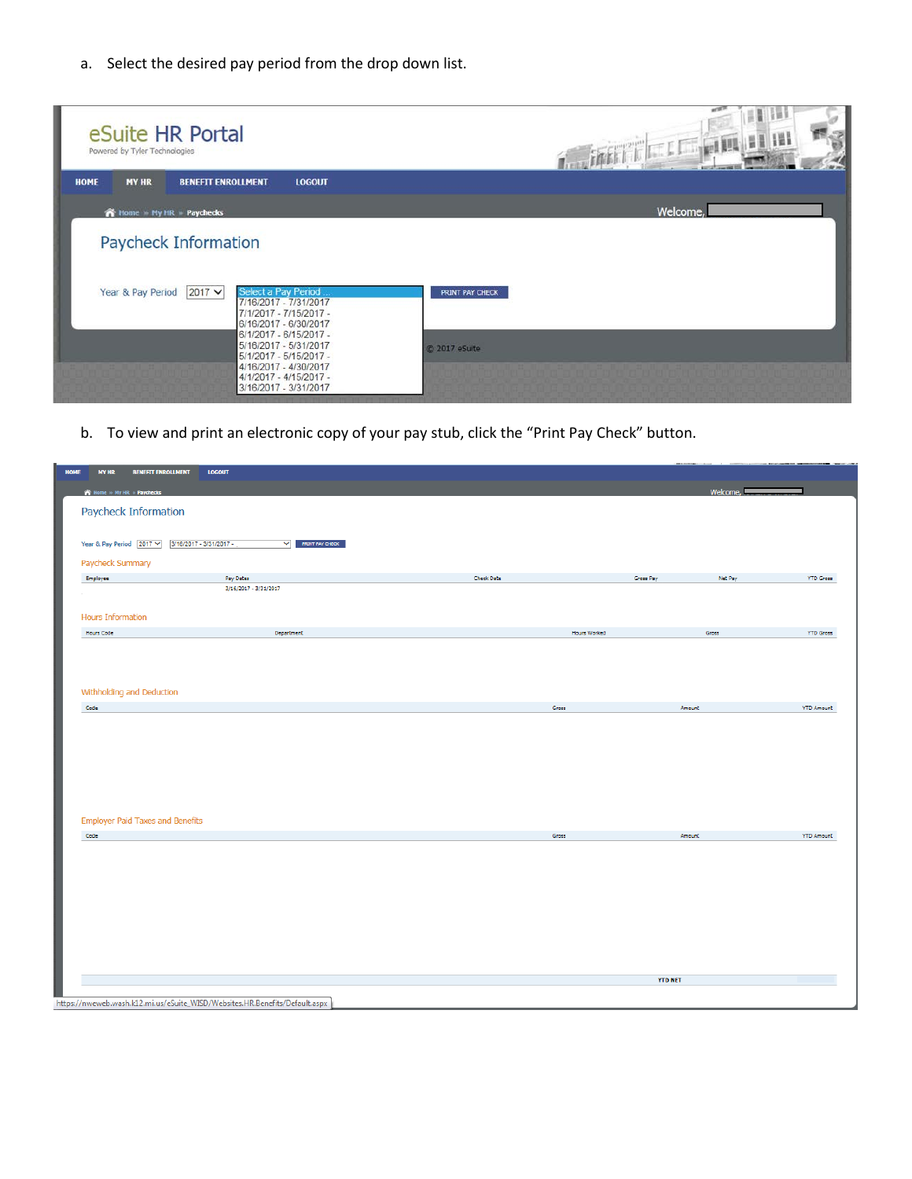a. Select the desired pay period from the drop down list.

eSuite HR Portal
Powered by Tyler Technologies

HOME | MY HR | BENEFIT ENROLLMENT | LOGOUT

Home » My HR » Paychecks

Welcome,

Paycheck Information

Year & Pay Period 2017

Select a Pay Period ...
7/16/2017 - 7/31/2017
7/1/2017 - 7/15/2017 -
6/16/2017 - 6/30/2017
6/1/2017 - 6/15/2017 -
5/16/2017 - 5/31/2017
5/1/2017 - 5/15/2017 -
4/16/2017 - 4/30/2017
4/1/2017 - 4/15/2017 -
3/16/2017 - 3/31/2017

PRINT PAY CHECK

© 2017 eSuite

b. To view and print an electronic copy of your pay stub, click the "Print Pay Check" button.

HOME | MY HR | BENEFIT ENROLLMENT | LOGOUT

Home » My HR » Paychecks

Welcome,

Paycheck Information

Year & Pay Period 2017 3/16/2017 - 3/31/2017 - PRINT PAY CHECK

Paycheck Summary

| Employee | Pay Dates | Check Date | Gross Pay | Net Pay | YTD Gross |
| --- | --- | --- | --- | --- | --- |
| | 3/16/2017 - 3/31/2017 | | | | |

Hours Information

| Hours Code | Department | Hours Worked | Gross | YTD Gross |
| --- | --- | --- | --- | --- |

Withholding and Deduction

| Code | Gross | Amount | YTD Amount |
| --- | --- | --- | --- |

Employer Paid Taxes and Benefits

| Code | Gross | Amount | YTD Amount |
| --- | --- | --- | --- |

YTD NET

https://nweweb.wash.k12.mi.us/eSuite_WISD/Websites.HR.Benefits/Default.aspx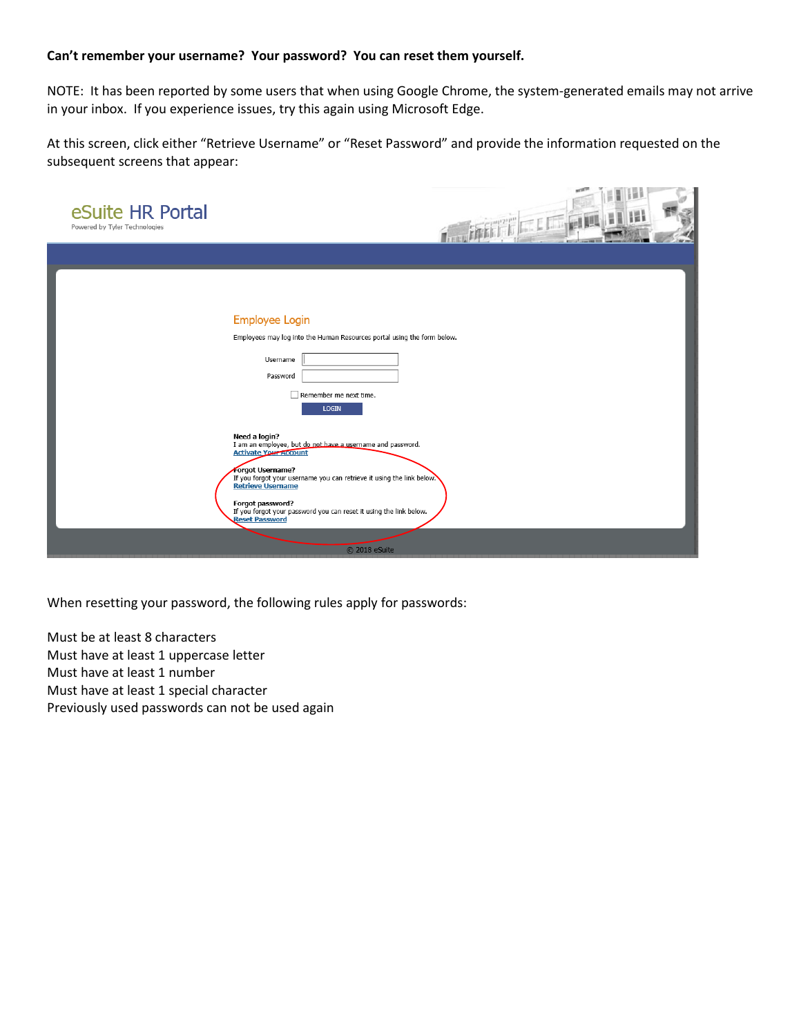**Can't remember your username? Your password? You can reset them yourself.**

NOTE: It has been reported by some users that when using Google Chrome, the system-generated emails may not arrive in your inbox. If you experience issues, try this again using Microsoft Edge.

At this screen, click either "Retrieve Username" or "Reset Password" and provide the information requested on the subsequent screens that appear:

eSuite HR Portal
Powered by Tyler Technologies

Employee Login

Employees may log into the Human Resources portal using the form below.

Username

Password

Remember me next time.

LOGIN

**Need a login?**
I am an employee, but do not have a username and password.
Activate Your Account

**Forgot Username?**
If you forgot your username you can retrieve it using the link below.
Retrieve Username

**Forgot password?**
If you forgot your password you can reset it using the link below.
Reset Password

© 2018 eSuite

When resetting your password, the following rules apply for passwords:

Must be at least 8 characters
Must have at least 1 uppercase letter
Must have at least 1 number
Must have at least 1 special character
Previously used passwords can not be used again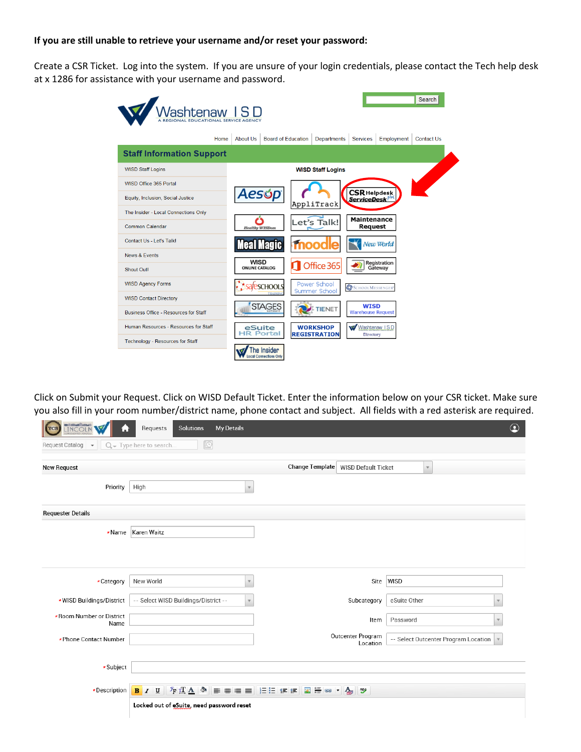**If you are still unable to retrieve your username and/or reset your password:**

Create a CSR Ticket. Log into the system. If you are unsure of your login credentials, please contact the Tech help desk at x 1286 for assistance with your username and password.

Click on Submit your Request. Click on WISD Default Ticket. Enter the information below on your CSR ticket. Make sure you also fill in your room number/district name, phone contact and subject. All fields with a red asterisk are required.